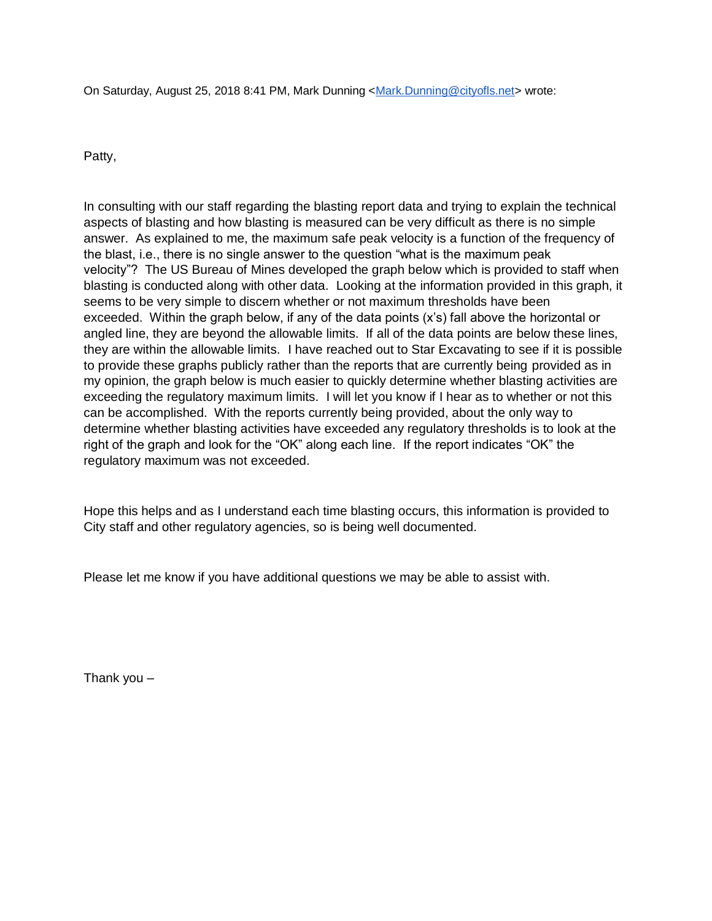On Saturday, August 25, 2018 8:41 PM, Mark Dunning <[Mark.Dunning@cityofls.net](mailto:Mark.Dunning@cityofls.net)> wrote:

Patty,

In consulting with our staff regarding the blasting report data and trying to explain the technical aspects of blasting and how blasting is measured can be very difficult as there is no simple answer. As explained to me, the maximum safe peak velocity is a function of the frequency of the blast, i.e., there is no single answer to the question "what is the maximum peak velocity"? The US Bureau of Mines developed the graph below which is provided to staff when blasting is conducted along with other data. Looking at the information provided in this graph, it seems to be very simple to discern whether or not maximum thresholds have been exceeded. Within the graph below, if any of the data points (x's) fall above the horizontal or angled line, they are beyond the allowable limits. If all of the data points are below these lines, they are within the allowable limits. I have reached out to Star Excavating to see if it is possible to provide these graphs publicly rather than the reports that are currently being provided as in my opinion, the graph below is much easier to quickly determine whether blasting activities are exceeding the regulatory maximum limits. I will let you know if I hear as to whether or not this can be accomplished. With the reports currently being provided, about the only way to determine whether blasting activities have exceeded any regulatory thresholds is to look at the right of the graph and look for the "OK" along each line. If the report indicates "OK" the regulatory maximum was not exceeded.

Hope this helps and as I understand each time blasting occurs, this information is provided to City staff and other regulatory agencies, so is being well documented.

Please let me know if you have additional questions we may be able to assist with.

Thank you –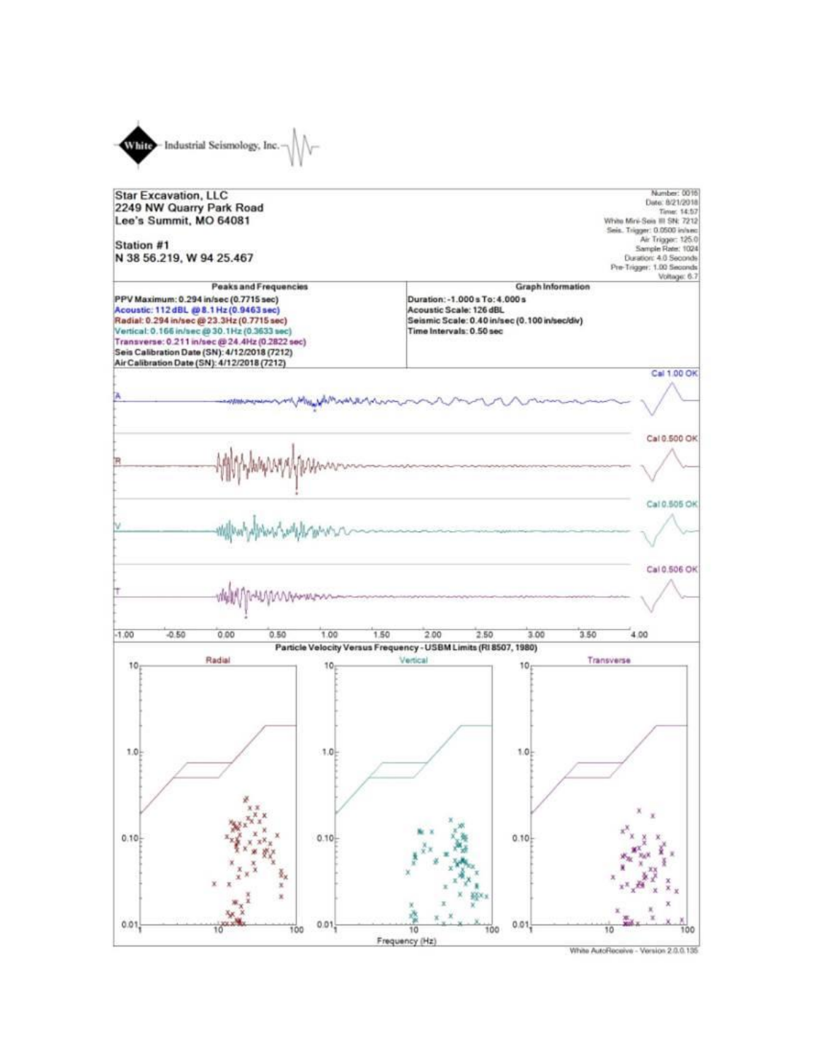White Industrial Seismology, Inc.

Star Excavation, LLC
2249 NW Quarry Park Road
Lee's Summit, MO 64081

Station #1
N 38 56.219, W 94 25.467

Number: 0016
Date: 8/21/2018
Time: 14:57
White Mini-Seis III SN: 7212
Seis. Trigger: 0.0500 in/sec
Air Trigger: 125.0
Sample Rate: 1024
Duration: 4.0 Seconds
Pre-Trigger: 1.00 Seconds
Voltage: 6.7

| Peaks and Frequencies | Graph Information |
|---|---|
| PPV Maximum: 0.294 in/sec (0.7715 sec) | Duration: -1.000 s To: 4.000 s |
| Acoustic: 112 dBL @ 8.1 Hz (0.9463 sec) | Acoustic Scale: 126 dBL |
| Radial: 0.294 in/sec @ 23.3Hz (0.7715 sec) | Seismic Scale: 0.40 in/sec (0.100 in/sec/div) |
| Vertical: 0.166 in/sec @ 30.1Hz (0.3633 sec) | Time Intervals: 0.50 sec |
| Transverse: 0.211 in/sec @ 24.4Hz (0.2822 sec) | |
| Seis Calibration Date (SN): 4/12/2018 (7212) | |
| Air Calibration Date (SN): 4/12/2018 (7212) | |

A — Cal 1.00 OK

R — Cal 0.500 OK

V — Cal 0.505 OK

T — Cal 0.506 OK

-1.00 -0.50 0.00 0.50 1.00 1.50 2.00 2.50 3.00 3.50 4.00

**Particle Velocity Versus Frequency - USBM Limits (RI 8507, 1980)**

Radial | Vertical | Transverse

Frequency (Hz)

White AutoReceive - Version 2.0.0.135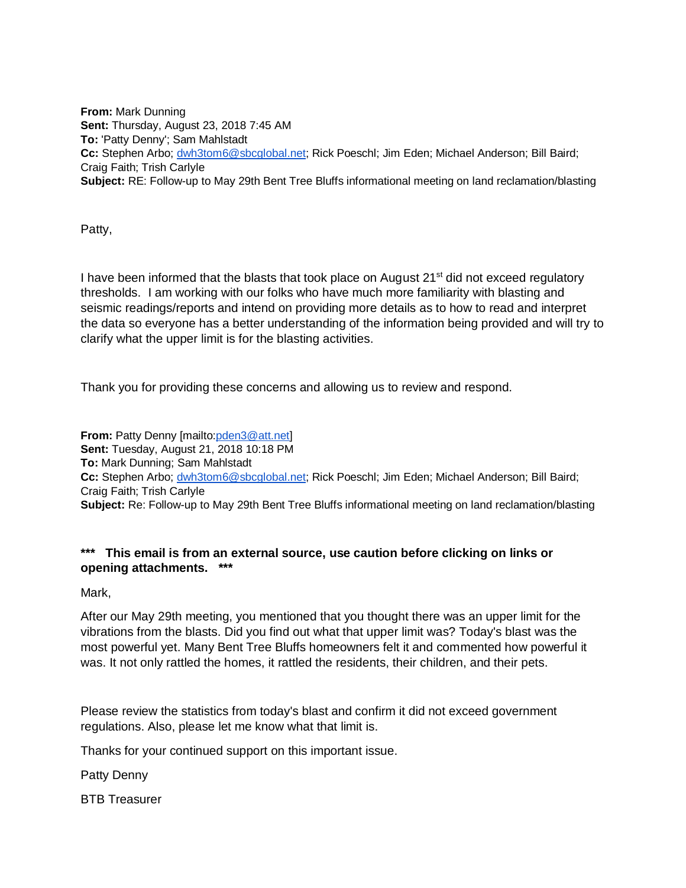**From:** Mark Dunning
**Sent:** Thursday, August 23, 2018 7:45 AM
**To:** 'Patty Denny'; Sam Mahlstadt
**Cc:** Stephen Arbo; dwh3tom6@sbcglobal.net; Rick Poeschl; Jim Eden; Michael Anderson; Bill Baird; Craig Faith; Trish Carlyle
**Subject:** RE: Follow-up to May 29th Bent Tree Bluffs informational meeting on land reclamation/blasting

Patty,

I have been informed that the blasts that took place on August 21st did not exceed regulatory thresholds. I am working with our folks who have much more familiarity with blasting and seismic readings/reports and intend on providing more details as to how to read and interpret the data so everyone has a better understanding of the information being provided and will try to clarify what the upper limit is for the blasting activities.

Thank you for providing these concerns and allowing us to review and respond.

**From:** Patty Denny [mailto:pden3@att.net]
**Sent:** Tuesday, August 21, 2018 10:18 PM
**To:** Mark Dunning; Sam Mahlstadt
**Cc:** Stephen Arbo; dwh3tom6@sbcglobal.net; Rick Poeschl; Jim Eden; Michael Anderson; Bill Baird; Craig Faith; Trish Carlyle
**Subject:** Re: Follow-up to May 29th Bent Tree Bluffs informational meeting on land reclamation/blasting

**\*\*\* This email is from an external source, use caution before clicking on links or opening attachments. \*\*\***

Mark,

After our May 29th meeting, you mentioned that you thought there was an upper limit for the vibrations from the blasts. Did you find out what that upper limit was? Today's blast was the most powerful yet. Many Bent Tree Bluffs homeowners felt it and commented how powerful it was. It not only rattled the homes, it rattled the residents, their children, and their pets.

Please review the statistics from today's blast and confirm it did not exceed government regulations. Also, please let me know what that limit is.

Thanks for your continued support on this important issue.

Patty Denny

BTB Treasurer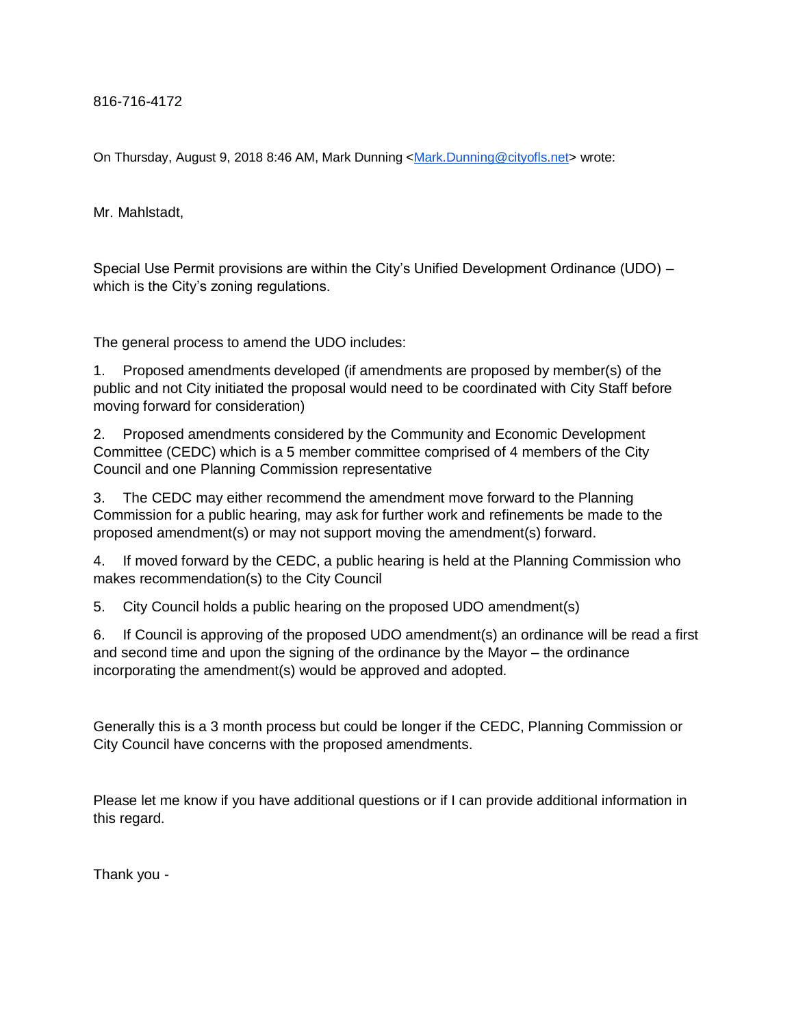816-716-4172

On Thursday, August 9, 2018 8:46 AM, Mark Dunning <Mark.Dunning@cityofls.net> wrote:

Mr. Mahlstadt,

Special Use Permit provisions are within the City's Unified Development Ordinance (UDO) – which is the City's zoning regulations.

The general process to amend the UDO includes:

1. Proposed amendments developed (if amendments are proposed by member(s) of the public and not City initiated the proposal would need to be coordinated with City Staff before moving forward for consideration)
2. Proposed amendments considered by the Community and Economic Development Committee (CEDC) which is a 5 member committee comprised of 4 members of the City Council and one Planning Commission representative
3. The CEDC may either recommend the amendment move forward to the Planning Commission for a public hearing, may ask for further work and refinements be made to the proposed amendment(s) or may not support moving the amendment(s) forward.
4. If moved forward by the CEDC, a public hearing is held at the Planning Commission who makes recommendation(s) to the City Council
5. City Council holds a public hearing on the proposed UDO amendment(s)
6. If Council is approving of the proposed UDO amendment(s) an ordinance will be read a first and second time and upon the signing of the ordinance by the Mayor – the ordinance incorporating the amendment(s) would be approved and adopted.

Generally this is a 3 month process but could be longer if the CEDC, Planning Commission or City Council have concerns with the proposed amendments.

Please let me know if you have additional questions or if I can provide additional information in this regard.

Thank you -